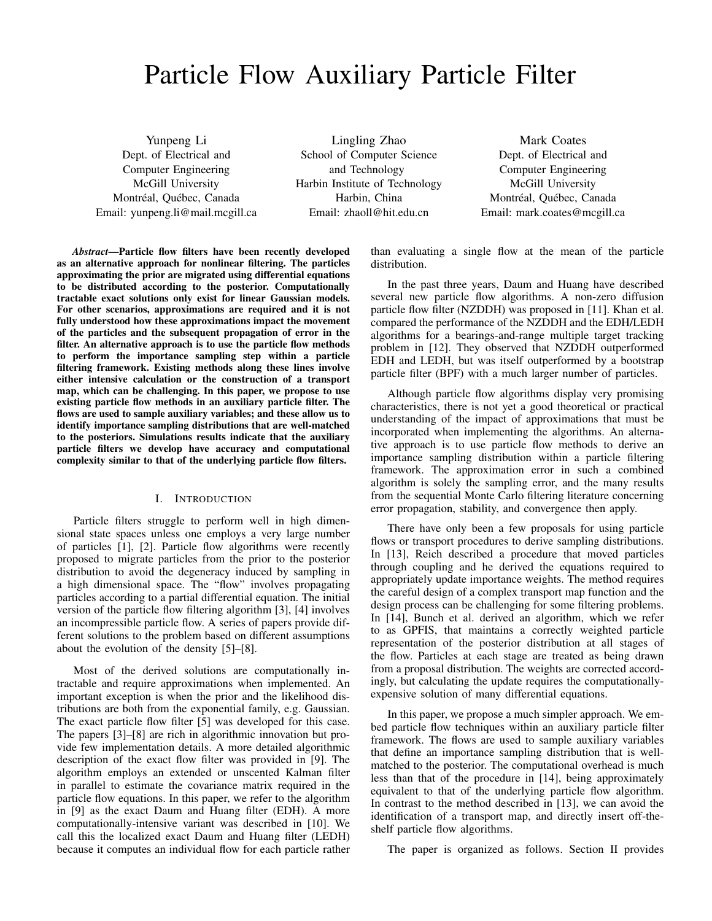# Particle Flow Auxiliary Particle Filter

Yunpeng Li
Dept. of Electrical and Computer Engineering
McGill University
Montréal, Québec, Canada
Email: yunpeng.li@mail.mcgill.ca

Lingling Zhao
School of Computer Science and Technology
Harbin Institute of Technology
Harbin, China
Email: zhaoll@hit.edu.cn

Mark Coates
Dept. of Electrical and Computer Engineering
McGill University
Montréal, Québec, Canada
Email: mark.coates@mcgill.ca

***Abstract*—Particle flow filters have been recently developed as an alternative approach for nonlinear filtering. The particles approximating the prior are migrated using differential equations to be distributed according to the posterior. Computationally tractable exact solutions only exist for linear Gaussian models. For other scenarios, approximations are required and it is not fully understood how these approximations impact the movement of the particles and the subsequent propagation of error in the filter. An alternative approach is to use the particle flow methods to perform the importance sampling step within a particle filtering framework. Existing methods along these lines involve either intensive calculation or the construction of a transport map, which can be challenging. In this paper, we propose to use existing particle flow methods in an auxiliary particle filter. The flows are used to sample auxiliary variables; and these allow us to identify importance sampling distributions that are well-matched to the posteriors. Simulations results indicate that the auxiliary particle filters we develop have accuracy and computational complexity similar to that of the underlying particle flow filters.**

## I. Introduction

Particle filters struggle to perform well in high dimensional state spaces unless one employs a very large number of particles [1], [2]. Particle flow algorithms were recently proposed to migrate particles from the prior to the posterior distribution to avoid the degeneracy induced by sampling in a high dimensional space. The "flow" involves propagating particles according to a partial differential equation. The initial version of the particle flow filtering algorithm [3], [4] involves an incompressible particle flow. A series of papers provide different solutions to the problem based on different assumptions about the evolution of the density [5]–[8].

Most of the derived solutions are computationally intractable and require approximations when implemented. An important exception is when the prior and the likelihood distributions are both from the exponential family, e.g. Gaussian. The exact particle flow filter [5] was developed for this case. The papers [3]–[8] are rich in algorithmic innovation but provide few implementation details. A more detailed algorithmic description of the exact flow filter was provided in [9]. The algorithm employs an extended or unscented Kalman filter in parallel to estimate the covariance matrix required in the particle flow equations. In this paper, we refer to the algorithm in [9] as the exact Daum and Huang filter (EDH). A more computationally-intensive variant was described in [10]. We call this the localized exact Daum and Huang filter (LEDH) because it computes an individual flow for each particle rather than evaluating a single flow at the mean of the particle distribution.

In the past three years, Daum and Huang have described several new particle flow algorithms. A non-zero diffusion particle flow filter (NZDDH) was proposed in [11]. Khan et al. compared the performance of the NZDDH and the EDH/LEDH algorithms for a bearings-and-range multiple target tracking problem in [12]. They observed that NZDDH outperformed EDH and LEDH, but was itself outperformed by a bootstrap particle filter (BPF) with a much larger number of particles.

Although particle flow algorithms display very promising characteristics, there is not yet a good theoretical or practical understanding of the impact of approximations that must be incorporated when implementing the algorithms. An alternative approach is to use particle flow methods to derive an importance sampling distribution within a particle filtering framework. The approximation error in such a combined algorithm is solely the sampling error, and the many results from the sequential Monte Carlo filtering literature concerning error propagation, stability, and convergence then apply.

There have only been a few proposals for using particle flows or transport procedures to derive sampling distributions. In [13], Reich described a procedure that moved particles through coupling and he derived the equations required to appropriately update importance weights. The method requires the careful design of a complex transport map function and the design process can be challenging for some filtering problems. In [14], Bunch et al. derived an algorithm, which we refer to as GPFIS, that maintains a correctly weighted particle representation of the posterior distribution at all stages of the flow. Particles at each stage are treated as being drawn from a proposal distribution. The weights are corrected accordingly, but calculating the update requires the computationally-expensive solution of many differential equations.

In this paper, we propose a much simpler approach. We embed particle flow techniques within an auxiliary particle filter framework. The flows are used to sample auxiliary variables that define an importance sampling distribution that is well-matched to the posterior. The computational overhead is much less than that of the procedure in [14], being approximately equivalent to that of the underlying particle flow algorithm. In contrast to the method described in [13], we can avoid the identification of a transport map, and directly insert off-the-shelf particle flow algorithms.

The paper is organized as follows. Section II provides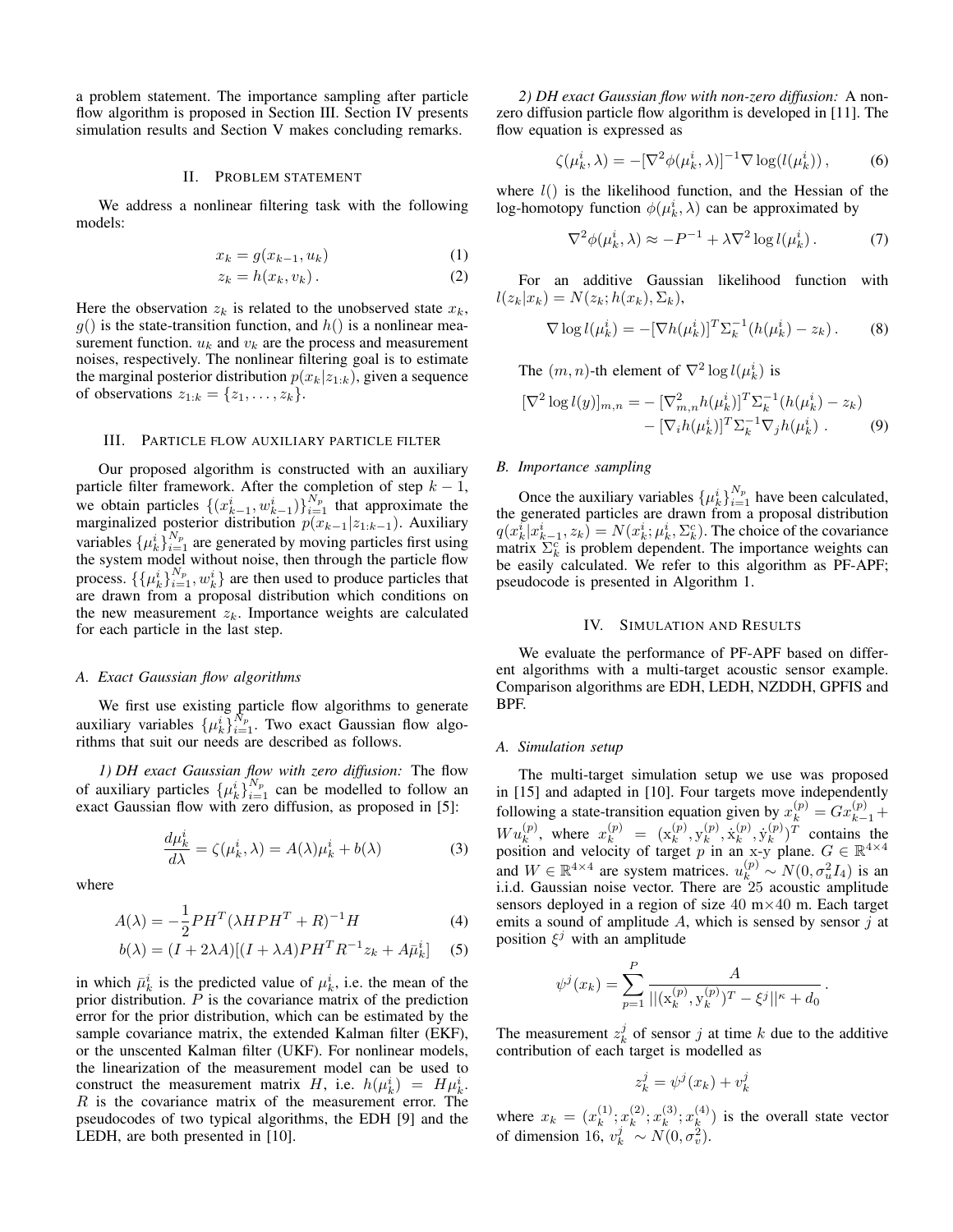a problem statement. The importance sampling after particle flow algorithm is proposed in Section III. Section IV presents simulation results and Section V makes concluding remarks.

## II. Problem statement

We address a nonlinear filtering task with the following models:

$$x_k = g(x_{k-1}, u_k) \tag{1}$$

$$z_k = h(x_k, v_k)\,. \tag{2}$$

Here the observation $z_k$ is related to the unobserved state $x_k$, $g()$ is the state-transition function, and $h()$ is a nonlinear measurement function. $u_k$ and $v_k$ are the process and measurement noises, respectively. The nonlinear filtering goal is to estimate the marginal posterior distribution $p(x_k|z_{1:k})$, given a sequence of observations $z_{1:k} = \{z_1, \ldots, z_k\}$.

## III. Particle flow auxiliary particle filter

Our proposed algorithm is constructed with an auxiliary particle filter framework. After the completion of step $k-1$, we obtain particles $\{(x_{k-1}^i, w_{k-1}^i)\}_{i=1}^{N_p}$ that approximate the marginalized posterior distribution $p(x_{k-1}|z_{1:k-1})$. Auxiliary variables $\{\mu_k^i\}_{i=1}^{N_p}$ are generated by moving particles first using the system model without noise, then through the particle flow process. $\{\{\mu_k^i\}_{i=1}^{N_p}, w_k^i\}$ are then used to produce particles that are drawn from a proposal distribution which conditions on the new measurement $z_k$. Importance weights are calculated for each particle in the last step.

### A. Exact Gaussian flow algorithms

We first use existing particle flow algorithms to generate auxiliary variables $\{\mu_k^i\}_{i=1}^{N_p}$. Two exact Gaussian flow algorithms that suit our needs are described as follows.

*1) DH exact Gaussian flow with zero diffusion:* The flow of auxiliary particles $\{\mu_k^i\}_{i=1}^{N_p}$ can be modelled to follow an exact Gaussian flow with zero diffusion, as proposed in [5]:

$$\frac{d\mu_k^i}{d\lambda} = \zeta(\mu_k^i, \lambda) = A(\lambda)\mu_k^i + b(\lambda) \tag{3}$$

where

$$A(\lambda) = -\frac{1}{2} P H^T (\lambda H P H^T + R)^{-1} H \tag{4}$$

$$b(\lambda) = (I + 2\lambda A)[(I + \lambda A) P H^T R^{-1} z_k + A \bar{\mu}_k^i] \tag{5}$$

in which $\bar{\mu}_k^i$ is the predicted value of $\mu_k^i$, i.e. the mean of the prior distribution. $P$ is the covariance matrix of the prediction error for the prior distribution, which can be estimated by the sample covariance matrix, the extended Kalman filter (EKF), or the unscented Kalman filter (UKF). For nonlinear models, the linearization of the measurement model can be used to construct the measurement matrix $H$, i.e. $h(\mu_k^i) = H\mu_k^i$. $R$ is the covariance matrix of the measurement error. The pseudocodes of two typical algorithms, the EDH [9] and the LEDH, are both presented in [10].

*2) DH exact Gaussian flow with non-zero diffusion:* A non-zero diffusion particle flow algorithm is developed in [11]. The flow equation is expressed as

$$\zeta(\mu_k^i, \lambda) = -[\nabla^2 \phi(\mu_k^i, \lambda)]^{-1} \nabla \log(l(\mu_k^i))\,, \tag{6}$$

where $l()$ is the likelihood function, and the Hessian of the log-homotopy function $\phi(\mu_k^i, \lambda)$ can be approximated by

$$\nabla^2 \phi(\mu_k^i, \lambda) \approx -P^{-1} + \lambda \nabla^2 \log l(\mu_k^i)\,. \tag{7}$$

For an additive Gaussian likelihood function with $l(z_k|x_k) = N(z_k; h(x_k), \Sigma_k)$,

$$\nabla \log l(\mu_k^i) = -[\nabla h(\mu_k^i)]^T \Sigma_k^{-1} (h(\mu_k^i) - z_k)\,. \tag{8}$$

The $(m,n)$-th element of $\nabla^2 \log l(\mu_k^i)$ is

$$\begin{aligned}[\nabla^2 \log l(y)]_{m,n} = &-[\nabla_{m,n}^2 h(\mu_k^i)]^T \Sigma_k^{-1} (h(\mu_k^i) - z_k) \\ &- [\nabla_i h(\mu_k^i)]^T \Sigma_k^{-1} \nabla_j h(\mu_k^i)\,.\end{aligned} \tag{9}$$

### B. Importance sampling

Once the auxiliary variables $\{\mu_k^i\}_{i=1}^{N_p}$ have been calculated, the generated particles are drawn from a proposal distribution $q(x_k^i|x_{k-1}^i, z_k) = N(x_k^i; \mu_k^i, \Sigma_k^c)$. The choice of the covariance matrix $\Sigma_k^c$ is problem dependent. The importance weights can be easily calculated. We refer to this algorithm as PF-APF; pseudocode is presented in Algorithm 1.

## IV. Simulation and Results

We evaluate the performance of PF-APF based on different algorithms with a multi-target acoustic sensor example. Comparison algorithms are EDH, LEDH, NZDDH, GPFIS and BPF.

### A. Simulation setup

The multi-target simulation setup we use was proposed in [15] and adapted in [10]. Four targets move independently following a state-transition equation given by $x_k^{(p)} = G x_{k-1}^{(p)} + W u_k^{(p)}$, where $x_k^{(p)} = (\mathrm{x}_k^{(p)}, \mathrm{y}_k^{(p)}, \dot{\mathrm{x}}_k^{(p)}, \dot{\mathrm{y}}_k^{(p)})^T$ contains the position and velocity of target $p$ in an x-y plane. $G \in \mathbb{R}^{4\times 4}$ and $W \in \mathbb{R}^{4\times 4}$ are system matrices. $u_k^{(p)} \sim N(0, \sigma_u^2 I_4)$ is an i.i.d. Gaussian noise vector. There are 25 acoustic amplitude sensors deployed in a region of size 40 m$\times$40 m. Each target emits a sound of amplitude $A$, which is sensed by sensor $j$ at position $\xi^j$ with an amplitude

$$\psi^j(x_k) = \sum_{p=1}^{P} \frac{A}{||(\mathrm{x}_k^{(p)}, \mathrm{y}_k^{(p)})^T - \xi^j||^\kappa + d_0}\,.$$

The measurement $z_k^j$ of sensor $j$ at time $k$ due to the additive contribution of each target is modelled as

$$z_k^j = \psi^j(x_k) + v_k^j$$

where $x_k = (x_k^{(1)}; x_k^{(2)}; x_k^{(3)}; x_k^{(4)})$ is the overall state vector of dimension 16, $v_k^j \sim N(0, \sigma_v^2)$.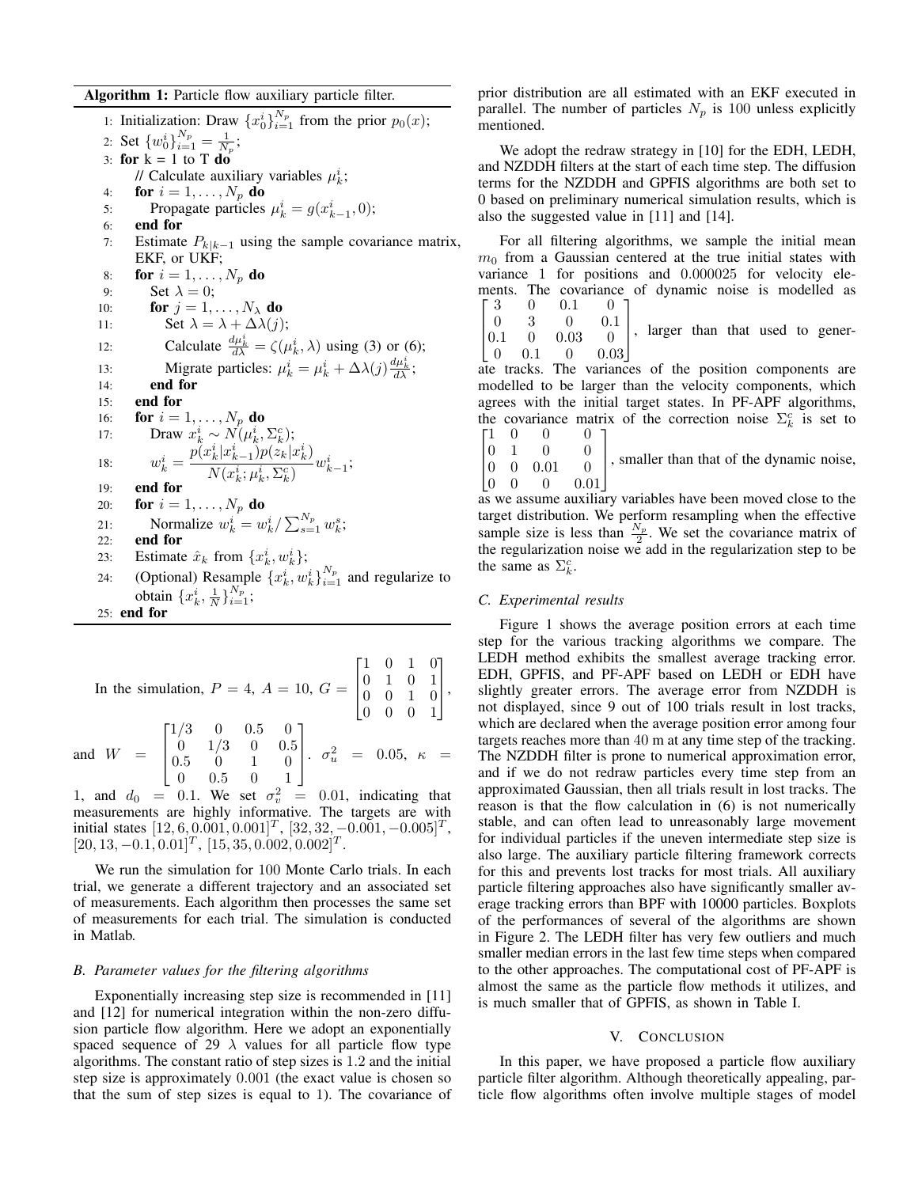**Algorithm 1:** Particle flow auxiliary particle filter.

1: Initialization: Draw $\{x_0^i\}_{i=1}^{N_p}$ from the prior $p_0(x)$;
2: Set $\{w_0^i\}_{i=1}^{N_p} = \frac{1}{N_p}$;
3: **for** k = 1 to T **do**
   // Calculate auxiliary variables $\mu_k^i$;
4: **for** $i = 1, \dots, N_p$ **do**
5: Propagate particles $\mu_k^i = g(x_{k-1}^i, 0)$;
6: **end for**
7: Estimate $P_{k|k-1}$ using the sample covariance matrix, EKF, or UKF;
8: **for** $i = 1, \dots, N_p$ **do**
9: Set $\lambda = 0$;
10: **for** $j = 1, \dots, N_\lambda$ **do**
11: Set $\lambda = \lambda + \Delta\lambda(j)$;
12: Calculate $\frac{d\mu_k^i}{d\lambda} = \zeta(\mu_k^i, \lambda)$ using (3) or (6);
13: Migrate particles: $\mu_k^i = \mu_k^i + \Delta\lambda(j)\frac{d\mu_k^i}{d\lambda}$;
14: **end for**
15: **end for**
16: **for** $i = 1, \dots, N_p$ **do**
17: Draw $x_k^i \sim N(\mu_k^i, \Sigma_k^c)$;
18: $w_k^i = \dfrac{p(x_k^i|x_{k-1}^i)p(z_k|x_k^i)}{N(x_k^i; \mu_k^i, \Sigma_k^c)} w_{k-1}^i$;
19: **end for**
20: **for** $i = 1, \dots, N_p$ **do**
21: Normalize $w_k^i = w_k^i / \sum_{s=1}^{N_p} w_k^s$;
22: **end for**
23: Estimate $\hat{x}_k$ from $\{x_k^i, w_k^i\}$;
24: (Optional) Resample $\{x_k^i, w_k^i\}_{i=1}^{N_p}$ and regularize to obtain $\{x_k^i, \frac{1}{N}\}_{i=1}^{N_p}$;
25: **end for**

In the simulation, $P = 4$, $A = 10$, $G = \begin{bmatrix} 1 & 0 & 1 & 0 \\ 0 & 1 & 0 & 1 \\ 0 & 0 & 1 & 0 \\ 0 & 0 & 0 & 1 \end{bmatrix}$, and $W = \begin{bmatrix} 1/3 & 0 & 0.5 & 0 \\ 0 & 1/3 & 0 & 0.5 \\ 0.5 & 0 & 1 & 0 \\ 0 & 0.5 & 0 & 1 \end{bmatrix}$. $\sigma_u^2 = 0.05$, $\kappa = 1$, and $d_0 = 0.1$. We set $\sigma_v^2 = 0.01$, indicating that measurements are highly informative. The targets are with initial states $[12, 6, 0.001, 0.001]^T$, $[32, 32, -0.001, -0.005]^T$, $[20, 13, -0.1, 0.01]^T$, $[15, 35, 0.002, 0.002]^T$.

We run the simulation for 100 Monte Carlo trials. In each trial, we generate a different trajectory and an associated set of measurements. Each algorithm then processes the same set of measurements for each trial. The simulation is conducted in Matlab.

### B. Parameter values for the filtering algorithms

Exponentially increasing step size is recommended in [11] and [12] for numerical integration within the non-zero diffusion particle flow algorithm. Here we adopt an exponentially spaced sequence of 29 $\lambda$ values for all particle flow type algorithms. The constant ratio of step sizes is 1.2 and the initial step size is approximately 0.001 (the exact value is chosen so that the sum of step sizes is equal to 1). The covariance of prior distribution are all estimated with an EKF executed in parallel. The number of particles $N_p$ is 100 unless explicitly mentioned.

We adopt the redraw strategy in [10] for the EDH, LEDH, and NZDDH filters at the start of each time step. The diffusion terms for the NZDDH and GPFIS algorithms are both set to 0 based on preliminary numerical simulation results, which is also the suggested value in [11] and [14].

For all filtering algorithms, we sample the initial mean $m_0$ from a Gaussian centered at the true initial states with variance 1 for positions and 0.000025 for velocity elements. The covariance of dynamic noise is modelled as $\begin{bmatrix} 3 & 0 & 0.1 & 0 \\ 0 & 3 & 0 & 0.1 \\ 0.1 & 0 & 0.03 & 0 \\ 0 & 0.1 & 0 & 0.03 \end{bmatrix}$, larger than that used to generate tracks. The variances of the position components are modelled to be larger than the velocity components, which agrees with the initial target states. In PF-APF algorithms, the covariance matrix of the correction noise $\Sigma_k^c$ is set to $\begin{bmatrix} 1 & 0 & 0 & 0 \\ 0 & 1 & 0 & 0 \\ 0 & 0 & 0.01 & 0 \\ 0 & 0 & 0 & 0.01 \end{bmatrix}$, smaller than that of the dynamic noise, as we assume auxiliary variables have been moved close to the target distribution. We perform resampling when the effective sample size is less than $\frac{N_p}{2}$. We set the covariance matrix of the regularization noise we add in the regularization step to be the same as $\Sigma_k^c$.

### C. Experimental results

Figure 1 shows the average position errors at each time step for the various tracking algorithms we compare. The LEDH method exhibits the smallest average tracking error. EDH, GPFIS, and PF-APF based on LEDH or EDH have slightly greater errors. The average error from NZDDH is not displayed, since 9 out of 100 trials result in lost tracks, which are declared when the average position error among four targets reaches more than 40 m at any time step of the tracking. The NZDDH filter is prone to numerical approximation error, and if we do not redraw particles every time step from an approximated Gaussian, then all trials result in lost tracks. The reason is that the flow calculation in (6) is not numerically stable, and can often lead to unreasonably large movement for individual particles if the uneven intermediate step size is also large. The auxiliary particle filtering framework corrects for this and prevents lost tracks for most trials. All auxiliary particle filtering approaches also have significantly smaller average tracking errors than BPF with 10000 particles. Boxplots of the performances of several of the algorithms are shown in Figure 2. The LEDH filter has very few outliers and much smaller median errors in the last few time steps when compared to the other approaches. The computational cost of PF-APF is almost the same as the particle flow methods it utilizes, and is much smaller that of GPFIS, as shown in Table I.

## V. Conclusion

In this paper, we have proposed a particle flow auxiliary particle filter algorithm. Although theoretically appealing, particle flow algorithms often involve multiple stages of model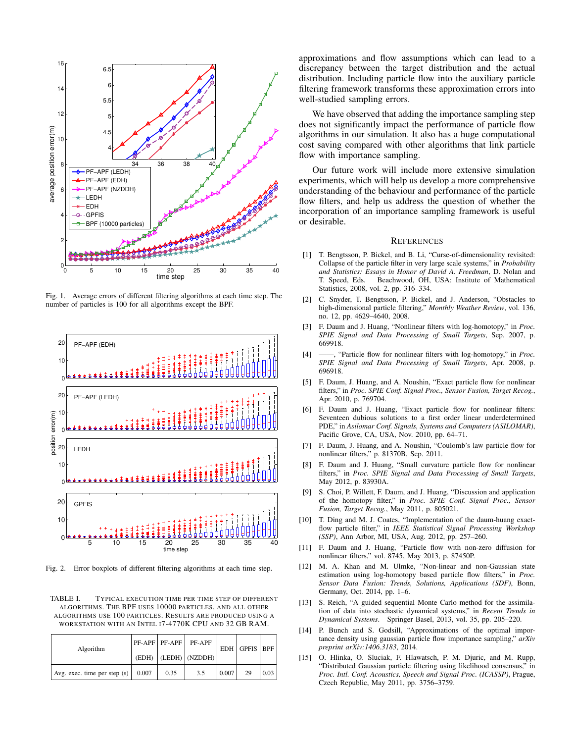16
14
12
10
8
6
4
2
0
average position error(m)
0 5 10 15 20 25 30 35 40
time step

6.5
6
5.5
5
4.5
4
34 36 38 40

PF–APF (LEDH)
PF–APF (EDH)
PF–APF (NZDDH)
LEDH
EDH
GPFIS
BPF (10000 particles)

Fig. 1. Average errors of different filtering algorithms at each time step. The number of particles is 100 for all algorithms except the BPF.

PF–APF (EDH)
PF–APF (LEDH)
LEDH
GPFIS
position error(m)
20
10
0
5 10 15 20 25 30 35 40
time step

Fig. 2. Error boxplots of different filtering algorithms at each time step.

TABLE I. Typical execution time per time step of different algorithms. The BPF uses 10000 particles, and all other algorithms use 100 particles. Results are produced using a workstation with an Intel i7-4770K CPU and 32 GB RAM.

| Algorithm | PF–APF (EDH) | PF–APF (LEDH) | PF–APF (NZDDH) | EDH | GPFIS | BPF |
|---|---|---|---|---|---|---|
| Avg. exec. time per step (s) | 0.007 | 0.35 | 3.5 | 0.007 | 29 | 0.03 |

approximations and flow assumptions which can lead to a discrepancy between the target distribution and the actual distribution. Including particle flow into the auxiliary particle filtering framework transforms these approximation errors into well-studied sampling errors.

We have observed that adding the importance sampling step does not significantly impact the performance of particle flow algorithms in our simulation. It also has a huge computational cost saving compared with other algorithms that link particle flow with importance sampling.

Our future work will include more extensive simulation experiments, which will help us develop a more comprehensive understanding of the behaviour and performance of the particle flow filters, and help us address the question of whether the incorporation of an importance sampling framework is useful or desirable.

## References

[1] T. Bengtsson, P. Bickel, and B. Li, "Curse-of-dimensionality revisited: Collapse of the particle filter in very large scale systems," in *Probability and Statistics: Essays in Honor of David A. Freedman*, D. Nolan and T. Speed, Eds. Beachwood, OH, USA: Institute of Mathematical Statistics, 2008, vol. 2, pp. 316–334.

[2] C. Snyder, T. Bengtsson, P. Bickel, and J. Anderson, "Obstacles to high-dimensional particle filtering," *Monthly Weather Review*, vol. 136, no. 12, pp. 4629–4640, 2008.

[3] F. Daum and J. Huang, "Nonlinear filters with log-homotopy," in *Proc. SPIE Signal and Data Processing of Small Targets*, Sep. 2007, p. 669918.

[4] ——, "Particle flow for nonlinear filters with log-homotopy," in *Proc. SPIE Signal and Data Processing of Small Targets*, Apr. 2008, p. 696918.

[5] F. Daum, J. Huang, and A. Noushin, "Exact particle flow for nonlinear filters," in *Proc. SPIE Conf. Signal Proc., Sensor Fusion, Target Recog.*, Apr. 2010, p. 769704.

[6] F. Daum and J. Huang, "Exact particle flow for nonlinear filters: Seventeen dubious solutions to a first order linear underdetermined PDE," in *Asilomar Conf. Signals, Systems and Computers (ASILOMAR)*, Pacific Grove, CA, USA, Nov. 2010, pp. 64–71.

[7] F. Daum, J. Huang, and A. Noushin, "Coulomb's law particle flow for nonlinear filters," p. 81370B, Sep. 2011.

[8] F. Daum and J. Huang, "Small curvature particle flow for nonlinear filters," in *Proc. SPIE Signal and Data Processing of Small Targets*, May 2012, p. 83930A.

[9] S. Choi, P. Willett, F. Daum, and J. Huang, "Discussion and application of the homotopy filter," in *Proc. SPIE Conf. Signal Proc., Sensor Fusion, Target Recog.*, May 2011, p. 805021.

[10] T. Ding and M. J. Coates, "Implementation of the daum-huang exact-flow particle filter," in *IEEE Statistical Signal Processing Workshop (SSP)*, Ann Arbor, MI, USA, Aug. 2012, pp. 257–260.

[11] F. Daum and J. Huang, "Particle flow with non-zero diffusion for nonlinear filters," vol. 8745, May 2013, p. 87450P.

[12] M. A. Khan and M. Ulmke, "Non-linear and non-Gaussian state estimation using log-homotopy based particle flow filters," in *Proc. Sensor Data Fusion: Trends, Solutions, Applications (SDF)*, Bonn, Germany, Oct. 2014, pp. 1–6.

[13] S. Reich, "A guided sequential Monte Carlo method for the assimilation of data into stochastic dynamical systems," in *Recent Trends in Dynamical Systems*. Springer Basel, 2013, vol. 35, pp. 205–220.

[14] P. Bunch and S. Godsill, "Approximations of the optimal importance density using gaussian particle flow importance sampling," *arXiv preprint arXiv:1406.3183*, 2014.

[15] O. Hlinka, O. Sluciak, F. Hlawatsch, P. M. Djuric, and M. Rupp, "Distributed Gaussian particle filtering using likelihood consensus," in *Proc. Intl. Conf. Acoustics, Speech and Signal Proc. (ICASSP)*, Prague, Czech Republic, May 2011, pp. 3756–3759.